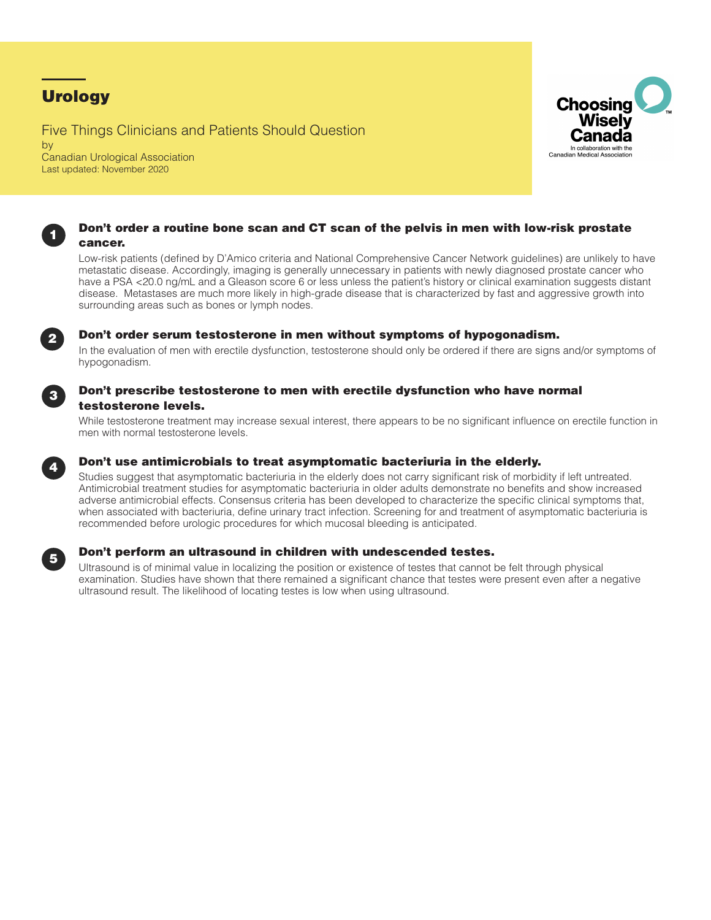# Urology

Five Things Clinicians and Patients Should Question
by
Canadian Urological Association
Last updated: November 2020

Choosing Wisely Canada
In collaboration with the Canadian Medical Association

## 1 Don't order a routine bone scan and CT scan of the pelvis in men with low-risk prostate cancer.

Low-risk patients (defined by D'Amico criteria and National Comprehensive Cancer Network guidelines) are unlikely to have metastatic disease. Accordingly, imaging is generally unnecessary in patients with newly diagnosed prostate cancer who have a PSA <20.0 ng/mL and a Gleason score 6 or less unless the patient's history or clinical examination suggests distant disease. Metastases are much more likely in high-grade disease that is characterized by fast and aggressive growth into surrounding areas such as bones or lymph nodes.

## 2 Don't order serum testosterone in men without symptoms of hypogonadism.

In the evaluation of men with erectile dysfunction, testosterone should only be ordered if there are signs and/or symptoms of hypogonadism.

## 3 Don't prescribe testosterone to men with erectile dysfunction who have normal testosterone levels.

While testosterone treatment may increase sexual interest, there appears to be no significant influence on erectile function in men with normal testosterone levels.

## 4 Don't use antimicrobials to treat asymptomatic bacteriuria in the elderly.

Studies suggest that asymptomatic bacteriuria in the elderly does not carry significant risk of morbidity if left untreated. Antimicrobial treatment studies for asymptomatic bacteriuria in older adults demonstrate no benefits and show increased adverse antimicrobial effects. Consensus criteria has been developed to characterize the specific clinical symptoms that, when associated with bacteriuria, define urinary tract infection. Screening for and treatment of asymptomatic bacteriuria is recommended before urologic procedures for which mucosal bleeding is anticipated.

## 5 Don't perform an ultrasound in children with undescended testes.

Ultrasound is of minimal value in localizing the position or existence of testes that cannot be felt through physical examination. Studies have shown that there remained a significant chance that testes were present even after a negative ultrasound result. The likelihood of locating testes is low when using ultrasound.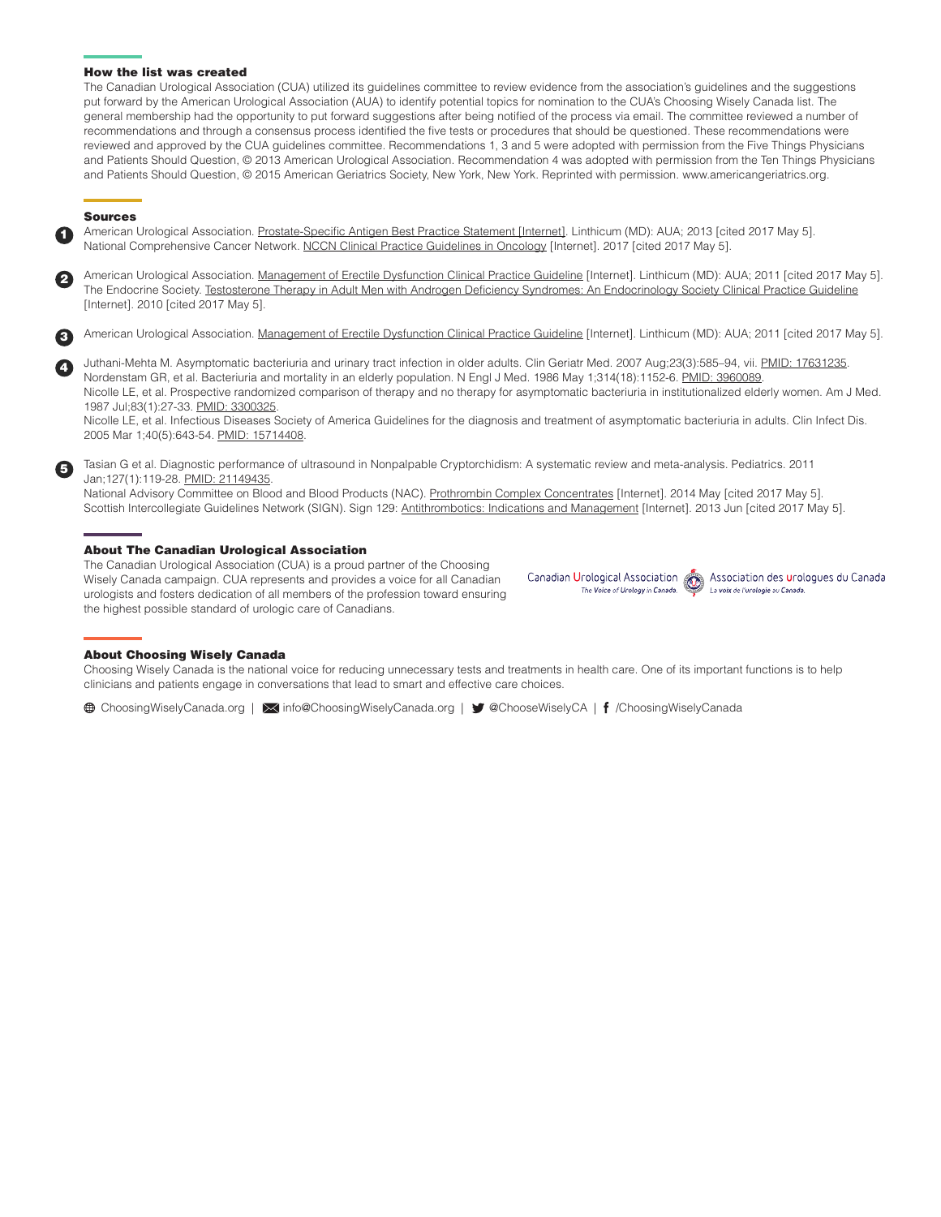## How the list was created

The Canadian Urological Association (CUA) utilized its guidelines committee to review evidence from the association's guidelines and the suggestions put forward by the American Urological Association (AUA) to identify potential topics for nomination to the CUA's Choosing Wisely Canada list. The general membership had the opportunity to put forward suggestions after being notified of the process via email. The committee reviewed a number of recommendations and through a consensus process identified the five tests or procedures that should be questioned. These recommendations were reviewed and approved by the CUA guidelines committee. Recommendations 1, 3 and 5 were adopted with permission from the Five Things Physicians and Patients Should Question, © 2013 American Urological Association. Recommendation 4 was adopted with permission from the Ten Things Physicians and Patients Should Question, © 2015 American Geriatrics Society, New York, New York. Reprinted with permission. www.americangeriatrics.org.

## Sources

**1**
American Urological Association. Prostate-Specific Antigen Best Practice Statement [Internet]. Linthicum (MD): AUA; 2013 [cited 2017 May 5].
National Comprehensive Cancer Network. NCCN Clinical Practice Guidelines in Oncology [Internet]. 2017 [cited 2017 May 5].

**2**
American Urological Association. Management of Erectile Dysfunction Clinical Practice Guideline [Internet]. Linthicum (MD): AUA; 2011 [cited 2017 May 5].
The Endocrine Society. Testosterone Therapy in Adult Men with Androgen Deficiency Syndromes: An Endocrinology Society Clinical Practice Guideline [Internet]. 2010 [cited 2017 May 5].

**3**
American Urological Association. Management of Erectile Dysfunction Clinical Practice Guideline [Internet]. Linthicum (MD): AUA; 2011 [cited 2017 May 5].

**4**
Juthani-Mehta M. Asymptomatic bacteriuria and urinary tract infection in older adults. Clin Geriatr Med. 2007 Aug;23(3):585–94, vii. PMID: 17631235.
Nordenstam GR, et al. Bacteriuria and mortality in an elderly population. N Engl J Med. 1986 May 1;314(18):1152-6. PMID: 3960089.
Nicolle LE, et al. Prospective randomized comparison of therapy and no therapy for asymptomatic bacteriuria in institutionalized elderly women. Am J Med. 1987 Jul;83(1):27-33. PMID: 3300325.
Nicolle LE, et al. Infectious Diseases Society of America Guidelines for the diagnosis and treatment of asymptomatic bacteriuria in adults. Clin Infect Dis. 2005 Mar 1;40(5):643-54. PMID: 15714408.

**5**
Tasian G et al. Diagnostic performance of ultrasound in Nonpalpable Cryptorchidism: A systematic review and meta-analysis. Pediatrics. 2011 Jan;127(1):119-28. PMID: 21149435.
National Advisory Committee on Blood and Blood Products (NAC). Prothrombin Complex Concentrates [Internet]. 2014 May [cited 2017 May 5].
Scottish Intercollegiate Guidelines Network (SIGN). Sign 129: Antithrombotics: Indications and Management [Internet]. 2013 Jun [cited 2017 May 5].

## About The Canadian Urological Association

The Canadian Urological Association (CUA) is a proud partner of the Choosing Wisely Canada campaign. CUA represents and provides a voice for all Canadian urologists and fosters dedication of all members of the profession toward ensuring the highest possible standard of urologic care of Canadians.

Canadian Urological Association — The Voice of Urology in Canada. | Association des urologues du Canada — La voix de l'urologie au Canada.

## About Choosing Wisely Canada

Choosing Wisely Canada is the national voice for reducing unnecessary tests and treatments in health care. One of its important functions is to help clinicians and patients engage in conversations that lead to smart and effective care choices.

ChoosingWiselyCanada.org | info@ChoosingWiselyCanada.org | @ChooseWiselyCA | /ChoosingWiselyCanada